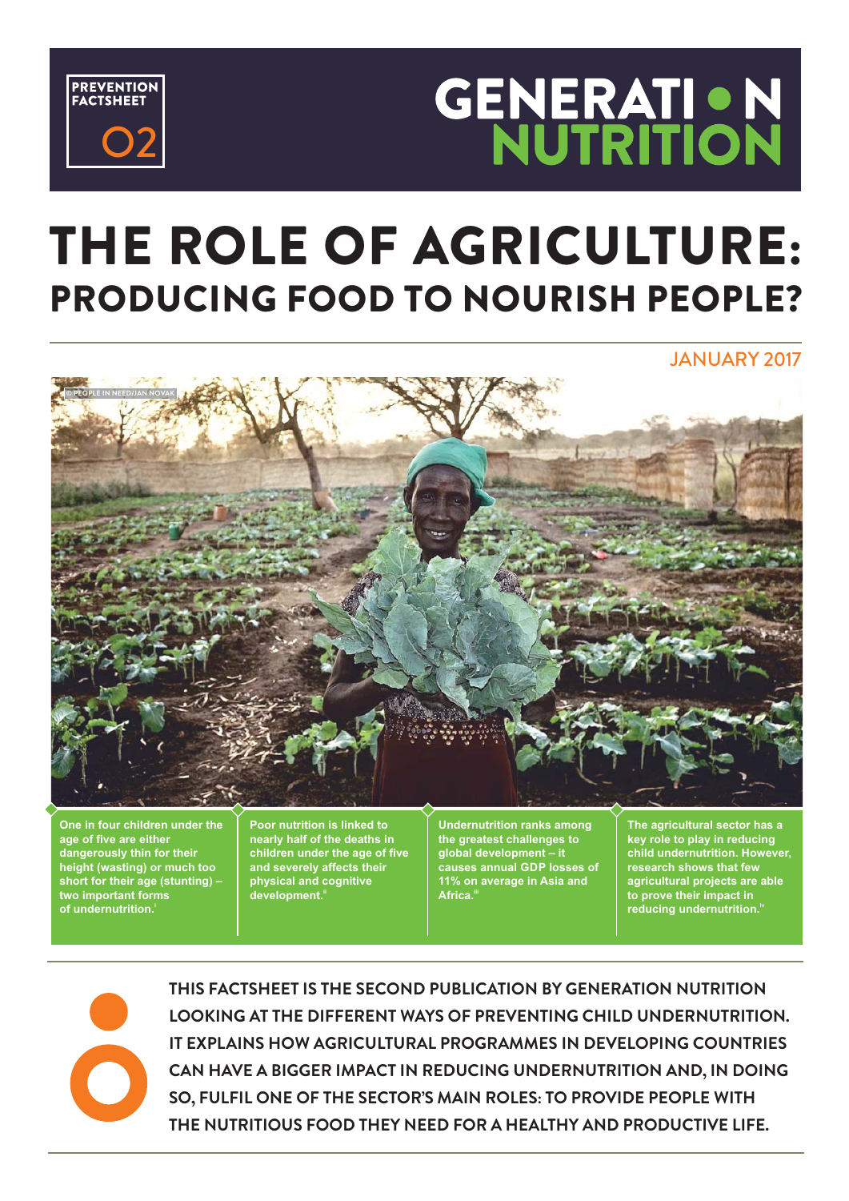PREVENTION FACTSHEET 02

GENERATION NUTRITION

# THE ROLE OF AGRICULTURE: PRODUCING FOOD TO NOURISH PEOPLE?

JANUARY 2017

© PEOPLE IN NEED/JAN NOVAK

**One in four children under the age of five are either dangerously thin for their height (wasting) or much too short for their age (stunting) – two important forms of undernutrition.**[i]

**Poor nutrition is linked to nearly half of the deaths in children under the age of five and severely affects their physical and cognitive development.**[ii]

**Undernutrition ranks among the greatest challenges to global development – it causes annual GDP losses of 11% on average in Asia and Africa.**[iii]

**The agricultural sector has a key role to play in reducing child undernutrition. However, research shows that few agricultural projects are able to prove their impact in reducing undernutrition.**[iv]

**THIS FACTSHEET IS THE SECOND PUBLICATION BY GENERATION NUTRITION LOOKING AT THE DIFFERENT WAYS OF PREVENTING CHILD UNDERNUTRITION. IT EXPLAINS HOW AGRICULTURAL PROGRAMMES IN DEVELOPING COUNTRIES CAN HAVE A BIGGER IMPACT IN REDUCING UNDERNUTRITION AND, IN DOING SO, FULFIL ONE OF THE SECTOR'S MAIN ROLES: TO PROVIDE PEOPLE WITH THE NUTRITIOUS FOOD THEY NEED FOR A HEALTHY AND PRODUCTIVE LIFE.**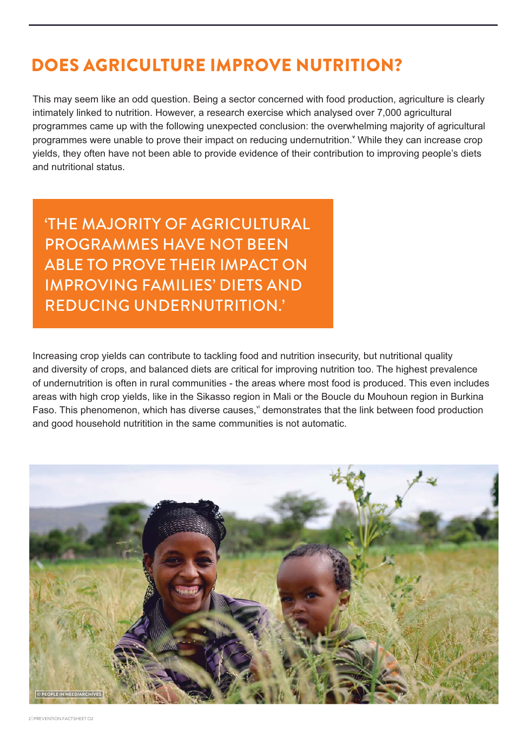# DOES AGRICULTURE IMPROVE NUTRITION?

This may seem like an odd question. Being a sector concerned with food production, agriculture is clearly intimately linked to nutrition. However, a research exercise which analysed over 7,000 agricultural programmes came up with the following unexpected conclusion: the overwhelming majority of agricultural programmes were unable to prove their impact on reducing undernutrition.[v] While they can increase crop yields, they often have not been able to provide evidence of their contribution to improving people's diets and nutritional status.

> 'THE MAJORITY OF AGRICULTURAL PROGRAMMES HAVE NOT BEEN ABLE TO PROVE THEIR IMPACT ON IMPROVING FAMILIES' DIETS AND REDUCING UNDERNUTRITION.'

Increasing crop yields can contribute to tackling food and nutrition insecurity, but nutritional quality and diversity of crops, and balanced diets are critical for improving nutrition too. The highest prevalence of undernutrition is often in rural communities - the areas where most food is produced. This even includes areas with high crop yields, like in the Sikasso region in Mali or the Boucle du Mouhoun region in Burkina Faso. This phenomenon, which has diverse causes,[vi] demonstrates that the link between food production and good household nutritition in the same communities is not automatic.

© PEOPLE IN NEED/ARCHIVES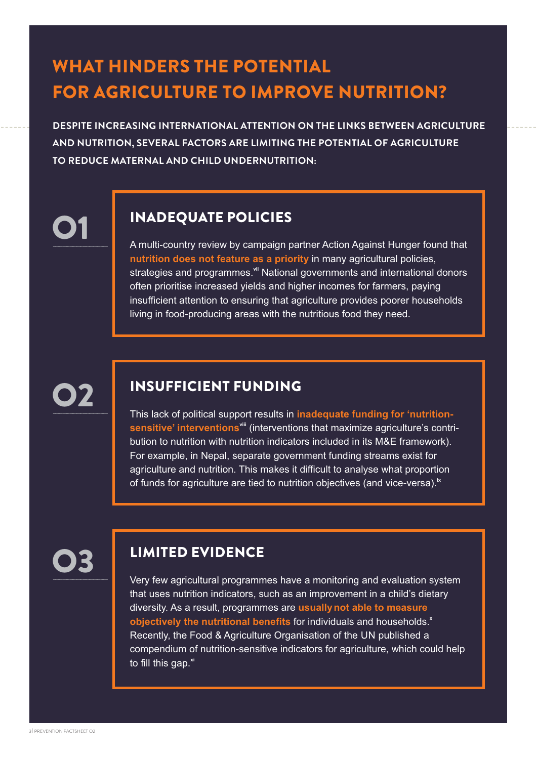# WHAT HINDERS THE POTENTIAL FOR AGRICULTURE TO IMPROVE NUTRITION?

**DESPITE INCREASING INTERNATIONAL ATTENTION ON THE LINKS BETWEEN AGRICULTURE AND NUTRITION, SEVERAL FACTORS ARE LIMITING THE POTENTIAL OF AGRICULTURE TO REDUCE MATERNAL AND CHILD UNDERNUTRITION:**

## 01 INADEQUATE POLICIES

A multi-country review by campaign partner Action Against Hunger found that **nutrition does not feature as a priority** in many agricultural policies, strategies and programmes.[vii] National governments and international donors often prioritise increased yields and higher incomes for farmers, paying insufficient attention to ensuring that agriculture provides poorer households living in food-producing areas with the nutritious food they need.

## 02 INSUFFICIENT FUNDING

This lack of political support results in **inadequate funding for 'nutrition-sensitive' interventions**[viii] (interventions that maximize agriculture's contribution to nutrition with nutrition indicators included in its M&E framework). For example, in Nepal, separate government funding streams exist for agriculture and nutrition. This makes it difficult to analyse what proportion of funds for agriculture are tied to nutrition objectives (and vice-versa).[ix]

## 03 LIMITED EVIDENCE

Very few agricultural programmes have a monitoring and evaluation system that uses nutrition indicators, such as an improvement in a child's dietary diversity. As a result, programmes are **usually not able to measure objectively the nutritional benefits** for individuals and households.[x] Recently, the Food & Agriculture Organisation of the UN published a compendium of nutrition-sensitive indicators for agriculture, which could help to fill this gap.[xi]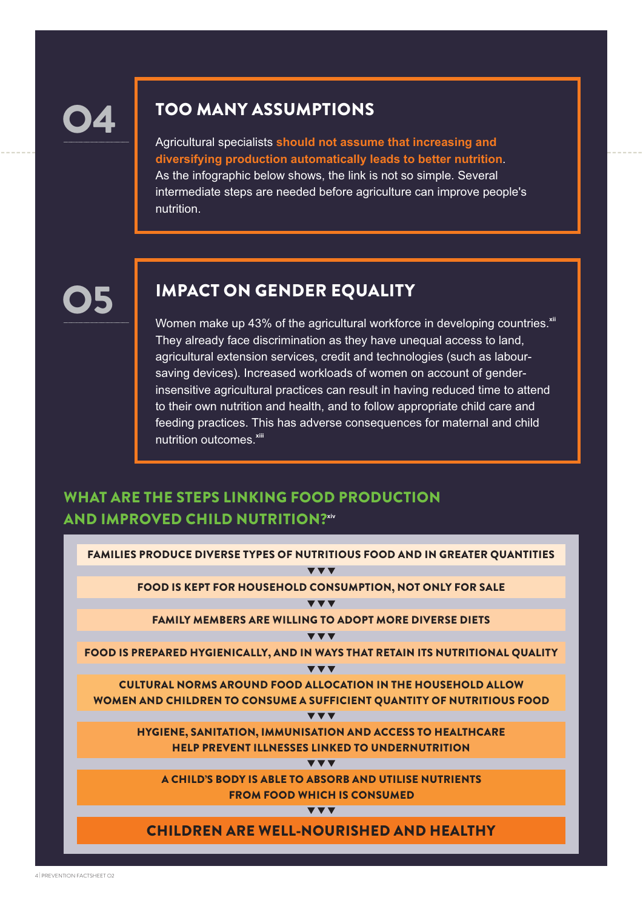## 04

### TOO MANY ASSUMPTIONS

Agricultural specialists **should not assume that increasing and diversifying production automatically leads to better nutrition**. As the infographic below shows, the link is not so simple. Several intermediate steps are needed before agriculture can improve people's nutrition.

## 05

### IMPACT ON GENDER EQUALITY

Women make up 43% of the agricultural workforce in developing countries.[xii] They already face discrimination as they have unequal access to land, agricultural extension services, credit and technologies (such as labour-saving devices). Increased workloads of women on account of gender-insensitive agricultural practices can result in having reduced time to attend to their own nutrition and health, and to follow appropriate child care and feeding practices. This has adverse consequences for maternal and child nutrition outcomes.[xiii]

### WHAT ARE THE STEPS LINKING FOOD PRODUCTION AND IMPROVED CHILD NUTRITION?[xiv]

**FAMILIES PRODUCE DIVERSE TYPES OF NUTRITIOUS FOOD AND IN GREATER QUANTITIES**

▼▼▼

**FOOD IS KEPT FOR HOUSEHOLD CONSUMPTION, NOT ONLY FOR SALE**

▼▼▼

**FAMILY MEMBERS ARE WILLING TO ADOPT MORE DIVERSE DIETS**

▼▼▼

**FOOD IS PREPARED HYGIENICALLY, AND IN WAYS THAT RETAIN ITS NUTRITIONAL QUALITY**

▼▼▼

**CULTURAL NORMS AROUND FOOD ALLOCATION IN THE HOUSEHOLD ALLOW WOMEN AND CHILDREN TO CONSUME A SUFFICIENT QUANTITY OF NUTRITIOUS FOOD**

▼▼▼

**HYGIENE, SANITATION, IMMUNISATION AND ACCESS TO HEALTHCARE HELP PREVENT ILLNESSES LINKED TO UNDERNUTRITION**

▼▼▼

**A CHILD'S BODY IS ABLE TO ABSORB AND UTILISE NUTRIENTS FROM FOOD WHICH IS CONSUMED**

▼▼▼

**CHILDREN ARE WELL-NOURISHED AND HEALTHY**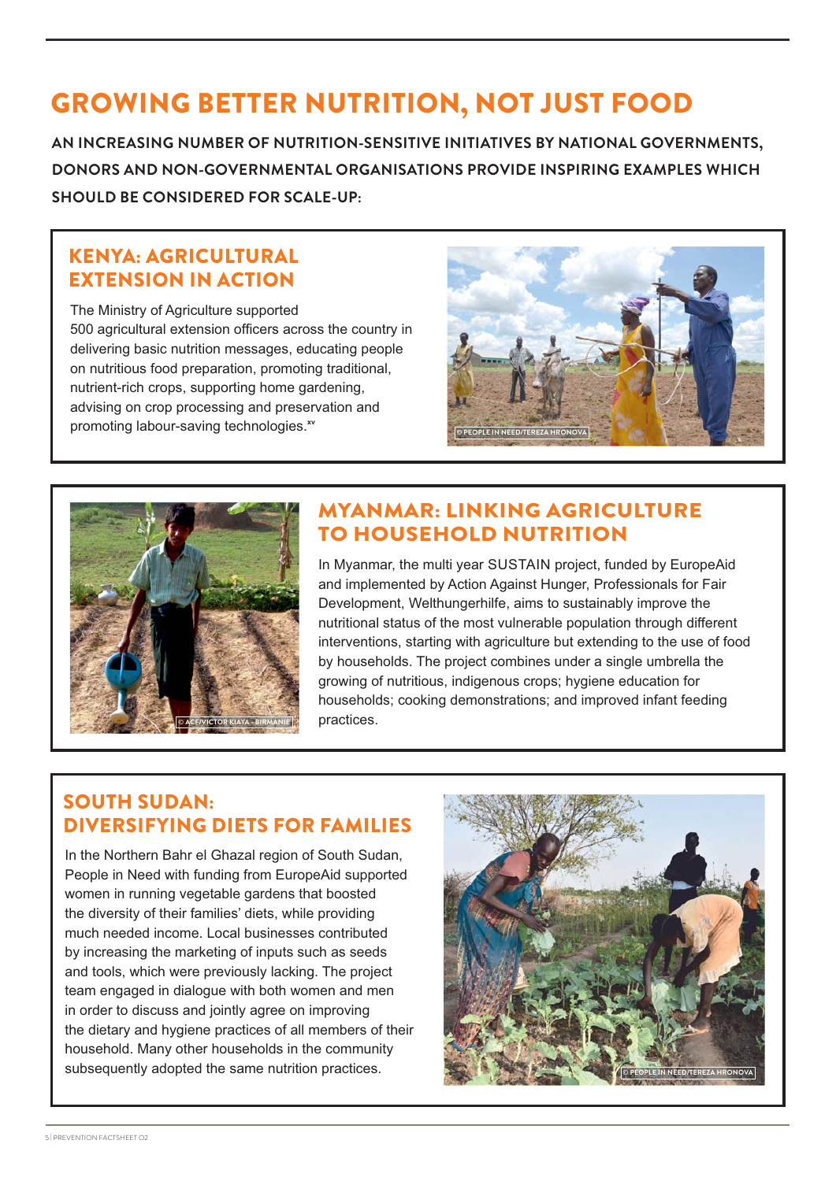# GROWING BETTER NUTRITION, NOT JUST FOOD

**AN INCREASING NUMBER OF NUTRITION-SENSITIVE INITIATIVES BY NATIONAL GOVERNMENTS, DONORS AND NON-GOVERNMENTAL ORGANISATIONS PROVIDE INSPIRING EXAMPLES WHICH SHOULD BE CONSIDERED FOR SCALE-UP:**

## KENYA: AGRICULTURAL EXTENSION IN ACTION

The Ministry of Agriculture supported 500 agricultural extension officers across the country in delivering basic nutrition messages, educating people on nutritious food preparation, promoting traditional, nutrient-rich crops, supporting home gardening, advising on crop processing and preservation and promoting labour-saving technologies.[xv]

© PEOPLE IN NEED/TEREZA HRONOVA

## MYANMAR: LINKING AGRICULTURE TO HOUSEHOLD NUTRITION

© ACF/VICTOR KIAYA - BIRMANIE

In Myanmar, the multi year SUSTAIN project, funded by EuropeAid and implemented by Action Against Hunger, Professionals for Fair Development, Welthungerhilfe, aims to sustainably improve the nutritional status of the most vulnerable population through different interventions, starting with agriculture but extending to the use of food by households. The project combines under a single umbrella the growing of nutritious, indigenous crops; hygiene education for households; cooking demonstrations; and improved infant feeding practices.

## SOUTH SUDAN: DIVERSIFYING DIETS FOR FAMILIES

In the Northern Bahr el Ghazal region of South Sudan, People in Need with funding from EuropeAid supported women in running vegetable gardens that boosted the diversity of their families' diets, while providing much needed income. Local businesses contributed by increasing the marketing of inputs such as seeds and tools, which were previously lacking. The project team engaged in dialogue with both women and men in order to discuss and jointly agree on improving the dietary and hygiene practices of all members of their household. Many other households in the community subsequently adopted the same nutrition practices.

© PEOPLE IN NEED/TEREZA HRONOVA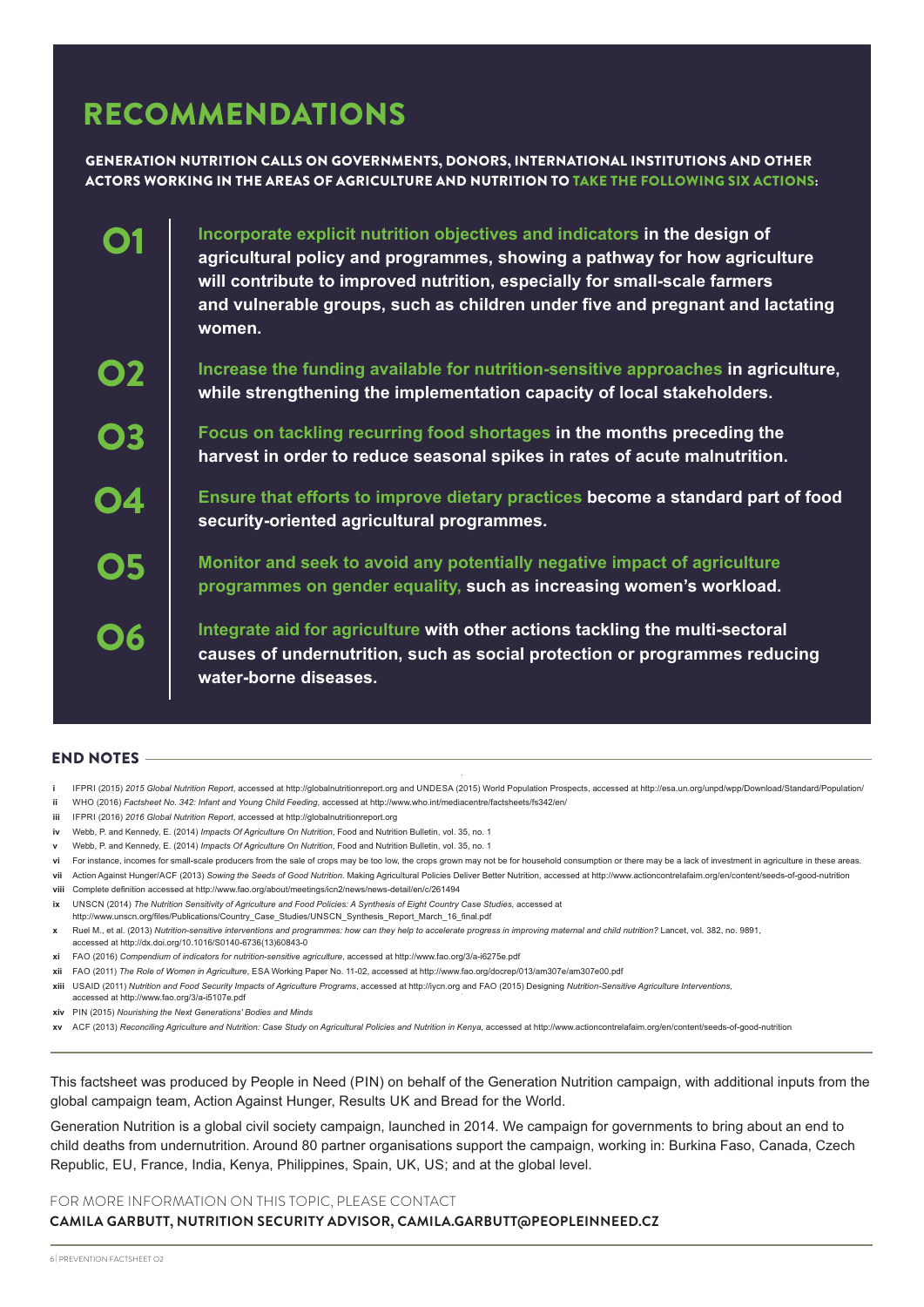# RECOMMENDATIONS

**GENERATION NUTRITION CALLS ON GOVERNMENTS, DONORS, INTERNATIONAL INSTITUTIONS AND OTHER ACTORS WORKING IN THE AREAS OF AGRICULTURE AND NUTRITION TO TAKE THE FOLLOWING SIX ACTIONS:**

**01** **Incorporate explicit nutrition objectives and indicators in the design of agricultural policy and programmes, showing a pathway for how agriculture will contribute to improved nutrition, especially for small-scale farmers and vulnerable groups, such as children under five and pregnant and lactating women.**

**02** **Increase the funding available for nutrition-sensitive approaches in agriculture, while strengthening the implementation capacity of local stakeholders.**

**03** **Focus on tackling recurring food shortages in the months preceding the harvest in order to reduce seasonal spikes in rates of acute malnutrition.**

**04** **Ensure that efforts to improve dietary practices become a standard part of food security-oriented agricultural programmes.**

**05** **Monitor and seek to avoid any potentially negative impact of agriculture programmes on gender equality, such as increasing women's workload.**

**06** **Integrate aid for agriculture with other actions tackling the multi-sectoral causes of undernutrition, such as social protection or programmes reducing water-borne diseases.**

## END NOTES

- **i** IFPRI (2015) *2015 Global Nutrition Report*, accessed at http://globalnutritionreport.org and UNDESA (2015) World Population Prospects, accessed at http://esa.un.org/unpd/wpp/Download/Standard/Population/
- **ii** WHO (2016) *Factsheet No. 342: Infant and Young Child Feeding*, accessed at http://www.who.int/mediacentre/factsheets/fs342/en/
- **iii** IFPRI (2016) *2016 Global Nutrition Report*, accessed at http://globalnutritionreport.org
- **iv** Webb, P. and Kennedy, E. (2014) *Impacts Of Agriculture On Nutrition*, Food and Nutrition Bulletin, vol. 35, no. 1
- **v** Webb, P. and Kennedy, E. (2014) *Impacts Of Agriculture On Nutrition*, Food and Nutrition Bulletin, vol. 35, no. 1
- **vi** For instance, incomes for small-scale producers from the sale of crops may be too low, the crops grown may not be for household consumption or there may be a lack of investment in agriculture in these areas.
- **vii** Action Against Hunger/ACF (2013) *Sowing the Seeds of Good Nutrition.* Making Agricultural Policies Deliver Better Nutrition, accessed at http://www.actioncontrelafaim.org/en/content/seeds-of-good-nutrition
- **viii** Complete definition accessed at http://www.fao.org/about/meetings/icn2/news/news-detail/en/c/261494
- **ix** UNSCN (2014) *The Nutrition Sensitivity of Agriculture and Food Policies: A Synthesis of Eight Country Case Studies*, accessed at http://www.unscn.org/files/Publications/Country_Case_Studies/UNSCN_Synthesis_Report_March_16_final.pdf
- **x** Ruel M., et al. (2013) *Nutrition-sensitive interventions and programmes: how can they help to accelerate progress in improving maternal and child nutrition?* Lancet, vol. 382, no. 9891, accessed at http://dx.doi.org/10.1016/S0140-6736(13)60843-0
- **xi** FAO (2016) *Compendium of indicators for nutrition-sensitive agriculture*, accessed at http://www.fao.org/3/a-i6275e.pdf
- **xii** FAO (2011) *The Role of Women in Agriculture*, ESA Working Paper No. 11-02, accessed at http://www.fao.org/docrep/013/am307e/am307e00.pdf
- **xiii** USAID (2011) *Nutrition and Food Security Impacts of Agriculture Programs*, accessed at http://iycn.org and FAO (2015) Designing *Nutrition-Sensitive Agriculture Interventions*, accessed at http://www.fao.org/3/a-i5107e.pdf
- **xiv** PIN (2015) *Nourishing the Next Generations' Bodies and Minds*
- **xv** ACF (2013) *Reconciling Agriculture and Nutrition: Case Study on Agricultural Policies and Nutrition in Kenya*, accessed at http://www.actioncontrelafaim.org/en/content/seeds-of-good-nutrition

---

This factsheet was produced by People in Need (PIN) on behalf of the Generation Nutrition campaign, with additional inputs from the global campaign team, Action Against Hunger, Results UK and Bread for the World.

Generation Nutrition is a global civil society campaign, launched in 2014. We campaign for governments to bring about an end to child deaths from undernutrition. Around 80 partner organisations support the campaign, working in: Burkina Faso, Canada, Czech Republic, EU, France, India, Kenya, Philippines, Spain, UK, US; and at the global level.

FOR MORE INFORMATION ON THIS TOPIC, PLEASE CONTACT
**CAMILA GARBUTT, NUTRITION SECURITY ADVISOR, CAMILA.GARBUTT@PEOPLEINNEED.CZ**